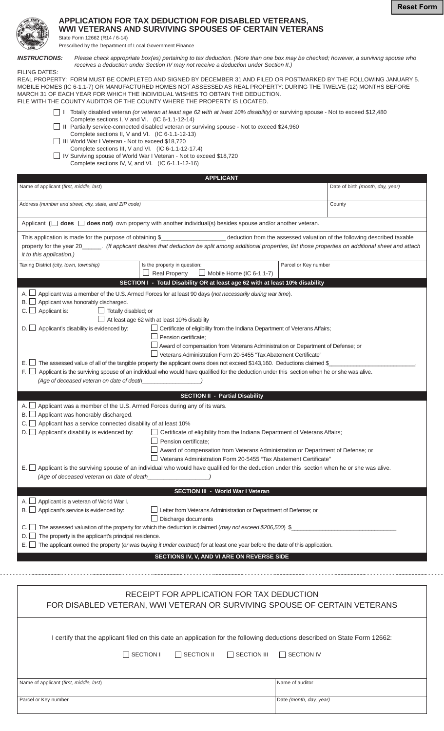Reset Form

# APPLICATION FOR TAX DEDUCTION FOR DISABLED VETERANS, WWI VETERANS AND SURVIVING SPOUSES OF CERTAIN VETERANS

State Form 12662 (R14 / 6-14)
Prescribed by the Department of Local Government Finance

***INSTRUCTIONS:*** *Please check appropriate box(es) pertaining to tax deduction. (More than one box may be checked; however, a surviving spouse who receives a deduction under Section IV may not receive a deduction under Section II.)*

FILING DATES:
REAL PROPERTY: FORM MUST BE COMPLETED AND SIGNED BY DECEMBER 31 AND FILED OR POSTMARKED BY THE FOLLOWING JANUARY 5.
MOBILE HOMES (IC 6-1.1-7) OR MANUFACTURED HOMES NOT ASSESSED AS REAL PROPERTY: DURING THE TWELVE (12) MONTHS BEFORE MARCH 31 OF EACH YEAR FOR WHICH THE INDIVIDUAL WISHES TO OBTAIN THE DEDUCTION.
FILE WITH THE COUNTY AUDITOR OF THE COUNTY WHERE THE PROPERTY IS LOCATED.

- ☐ I Totally disabled veteran *(or veteran at least age 62 with at least 10% disability)* or surviving spouse - Not to exceed $12,480
  Complete sections I, V and VI. (IC 6-1.1-12-14)
- ☐ II Partially service-connected disabled veteran or surviving spouse - Not to exceed $24,960
  Complete sections II, V and VI. (IC 6-1.1-12-13)
- ☐ III World War I Veteran - Not to exceed $18,720
  Complete sections III, V and VI. (IC 6-1.1-12-17.4)
- ☐ IV Surviving spouse of World War I Veteran - Not to exceed $18,720
  Complete sections IV, V, and VI. (IC 6-1.1-12-16)

## APPLICANT

| Name of applicant *(first, middle, last)* | Date of birth *(month, day, year)* |
|---|---|
| | |
| **Address** *(number and street, city, state, and ZIP code)* | **County** |
| | |

Applicant (☐ **does** ☐ **does not**) own property with another individual(s) besides spouse and/or another veteran.

This application is made for the purpose of obtaining $__________________ deduction from the assessed valuation of the following described taxable property for the year 20______. *(If applicant desires that deduction be split among additional properties, list those properties on additional sheet and attach it to this application.)*

| Taxing District *(city, town, township)* | Is the property in question: | Parcel or Key number |
|---|---|---|
| | ☐ Real Property ☐ Mobile Home (IC 6-1.1-7) | |

## SECTION I - Total Disability OR at least age 62 with at least 10% disability

A. ☐ Applicant was a member of the U.S. Armed Forces for at least 90 days (*not necessarily during war time*).
B. ☐ Applicant was honorably discharged.
C. ☐ Applicant is: ☐ Totally disabled; or
☐ At least age 62 with at least 10% disability
D. ☐ Applicant's disability is evidenced by: ☐ Certificate of eligibility from the Indiana Department of Veterans Affairs;
☐ Pension certificate;
☐ Award of compensation from Veterans Administration or Department of Defense; or
☐ Veterans Administration Form 20-5455 "Tax Abatement Certificate"
E. ☐ The assessed value of all of the tangible property the applicant owns does not exceed $143,160. Deductions claimed $_______________________.
F. ☐ Applicant is the surviving spouse of an individual who would have qualified for the deduction under this section when he or she was alive.
*(Age of deceased veteran on date of death_______________)*

## SECTION II - Partial Disability

A. ☐ Applicant was a member of the U.S. Armed Forces during any of its wars.
B. ☐ Applicant was honorably discharged.
C. ☐ Applicant has a service connected disability of at least 10%
D. ☐ Applicant's disability is evidenced by: ☐ Certificate of eligibility from the Indiana Department of Veterans Affairs;
☐ Pension certificate;
☐ Award of compensation from Veterans Administration or Department of Defense; or
☐ Veterans Administration Form 20-5455 "Tax Abatement Certificate"
E. ☐ Applicant is the surviving spouse of an individual who would have qualified for the deduction under this section when he or she was alive.
*(Age of deceased veteran on date of death_______________)*

## SECTION III - World War I Veteran

A. ☐ Applicant is a veteran of World War I.
B. ☐ Applicant's service is evidenced by: ☐ Letter from Veterans Administration or Department of Defense; or
☐ Discharge documents
C. ☐ The assessed valuation of the property for which the deduction is claimed (*may not exceed $206,500*) $_____________________________
D. ☐ The property is the applicant's principal residence.
E. ☐ The applicant owned the property (*or was buying it under contract*) for at least one year before the date of this application.

**SECTIONS IV, V, AND VI ARE ON REVERSE SIDE**

## RECEIPT FOR APPLICATION FOR TAX DEDUCTION FOR DISABLED VETERAN, WWI VETERAN OR SURVIVING SPOUSE OF CERTAIN VETERANS

I certify that the applicant filed on this date an application for the following deductions described on State Form 12662:

☐ SECTION I ☐ SECTION II ☐ SECTION III ☐ SECTION IV

| Name of applicant *(first, middle, last)* | Name of auditor |
|---|---|
| | |
| **Parcel or Key number** | **Date** *(month, day, year)* |
| | |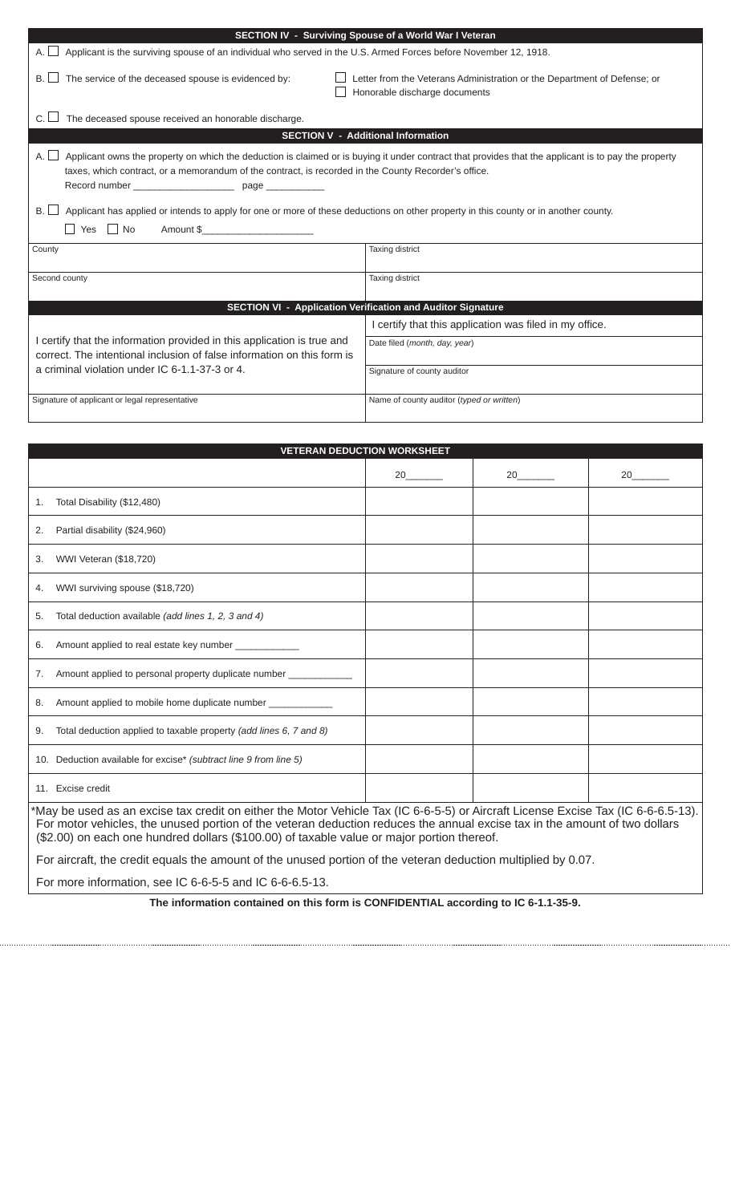## SECTION IV - Surviving Spouse of a World War I Veteran

A. ☐ Applicant is the surviving spouse of an individual who served in the U.S. Armed Forces before November 12, 1918.

B. ☐ The service of the deceased spouse is evidenced by: ☐ Letter from the Veterans Administration or the Department of Defense; or ☐ Honorable discharge documents

C. ☐ The deceased spouse received an honorable discharge.

## SECTION V - Additional Information

A. ☐ Applicant owns the property on which the deduction is claimed or is buying it under contract that provides that the applicant is to pay the property taxes, which contract, or a memorandum of the contract, is recorded in the County Recorder's office.

Record number __________________ page __________

B. ☐ Applicant has applied or intends to apply for one or more of these deductions on other property in this county or in another county.

☐ Yes ☐ No Amount $____________________

| | |
|---|---|
| County | Taxing district |
| Second county | Taxing district |

## SECTION VI - Application Verification and Auditor Signature

| | |
|---|---|
| I certify that the information provided in this application is true and correct. The intentional inclusion of false information on this form is a criminal violation under IC 6-1.1-37-3 or 4. | I certify that this application was filed in my office. |
| | Date filed (*month, day, year*) |
| | Signature of county auditor |
| Signature of applicant or legal representative | Name of county auditor (*typed or written*) |

## VETERAN DEDUCTION WORKSHEET

| | 20______ | 20______ | 20______ |
|---|---|---|---|
| 1. Total Disability ($12,480) | | | |
| 2. Partial disability ($24,960) | | | |
| 3. WWI Veteran ($18,720) | | | |
| 4. WWI surviving spouse ($18,720) | | | |
| 5. Total deduction available *(add lines 1, 2, 3 and 4)* | | | |
| 6. Amount applied to real estate key number ___________ | | | |
| 7. Amount applied to personal property duplicate number ___________ | | | |
| 8. Amount applied to mobile home duplicate number ___________ | | | |
| 9. Total deduction applied to taxable property *(add lines 6, 7 and 8)* | | | |
| 10. Deduction available for excise* *(subtract line 9 from line 5)* | | | |
| 11. Excise credit | | | |

*May be used as an excise tax credit on either the Motor Vehicle Tax (IC 6-6-5-5) or Aircraft License Excise Tax (IC 6-6-6.5-13). For motor vehicles, the unused portion of the veteran deduction reduces the annual excise tax in the amount of two dollars ($2.00) on each one hundred dollars ($100.00) of taxable value or major portion thereof.

For aircraft, the credit equals the amount of the unused portion of the veteran deduction multiplied by 0.07.

For more information, see IC 6-6-5-5 and IC 6-6-6.5-13.

**The information contained on this form is CONFIDENTIAL according to IC 6-1.1-35-9.**